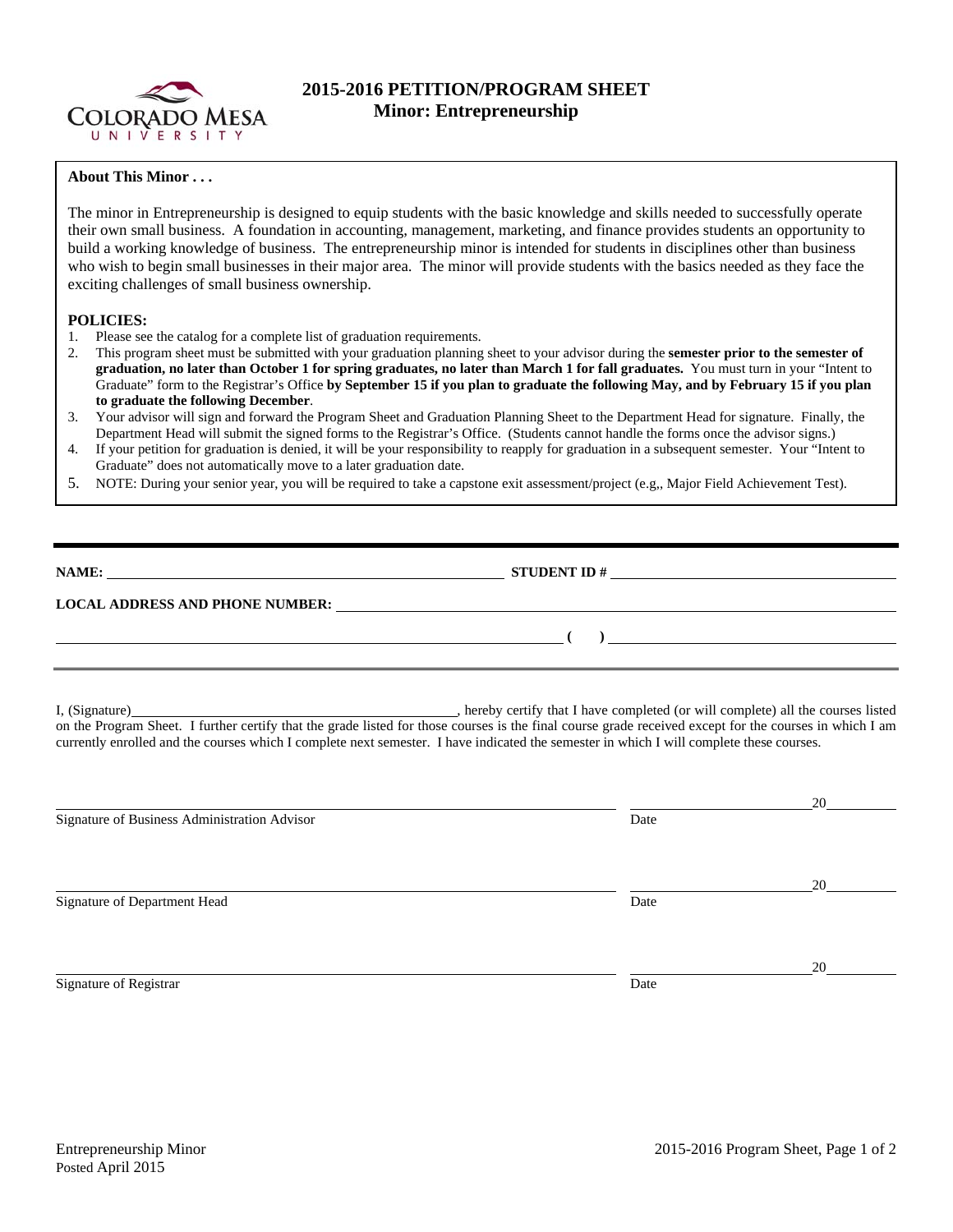COLORADO MESA UNIVERSITY

# 2015-2016 PETITION/PROGRAM SHEET
## Minor: Entrepreneurship

**About This Minor . . .**

The minor in Entrepreneurship is designed to equip students with the basic knowledge and skills needed to successfully operate their own small business. A foundation in accounting, management, marketing, and finance provides students an opportunity to build a working knowledge of business. The entrepreneurship minor is intended for students in disciplines other than business who wish to begin small businesses in their major area. The minor will provide students with the basics needed as they face the exciting challenges of small business ownership.

**POLICIES:**

1. Please see the catalog for a complete list of graduation requirements.
2. This program sheet must be submitted with your graduation planning sheet to your advisor during the **semester prior to the semester of graduation, no later than October 1 for spring graduates, no later than March 1 for fall graduates.** You must turn in your "Intent to Graduate" form to the Registrar's Office **by September 15 if you plan to graduate the following May, and by February 15 if you plan to graduate the following December**.
3. Your advisor will sign and forward the Program Sheet and Graduation Planning Sheet to the Department Head for signature. Finally, the Department Head will submit the signed forms to the Registrar's Office. (Students cannot handle the forms once the advisor signs.)
4. If your petition for graduation is denied, it will be your responsibility to reapply for graduation in a subsequent semester. Your "Intent to Graduate" does not automatically move to a later graduation date.
5. NOTE: During your senior year, you will be required to take a capstone exit assessment/project (e.g,, Major Field Achievement Test).

---

**NAME:** ______________________________ **STUDENT ID #** ______________________________

**LOCAL ADDRESS AND PHONE NUMBER:** ______________________________

______________________________ **( )** ______________________________

---

I, (Signature)______________________________, hereby certify that I have completed (or will complete) all the courses listed on the Program Sheet. I further certify that the grade listed for those courses is the final course grade received except for the courses in which I am currently enrolled and the courses which I complete next semester. I have indicated the semester in which I will complete these courses.

______________________________ ______________20______
Signature of Business Administration Advisor Date

______________________________ ______________20______
Signature of Department Head Date

______________________________ ______________20______
Signature of Registrar Date

Entrepreneurship Minor
Posted April 2015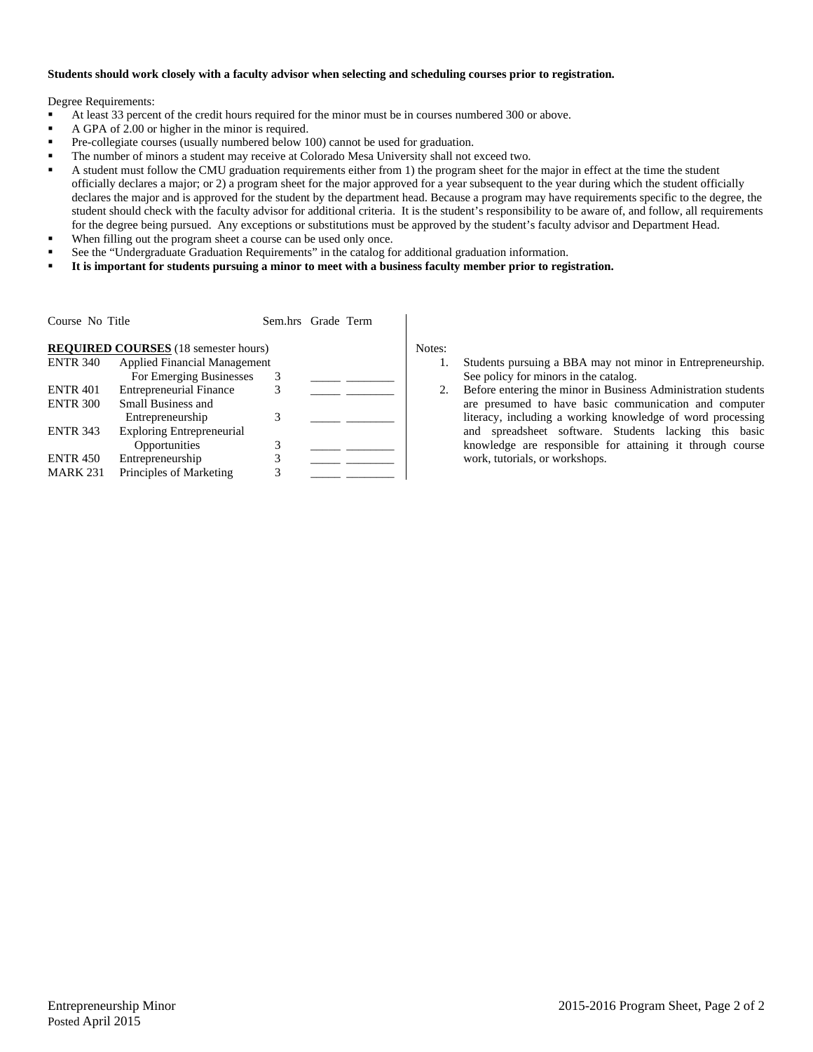**Students should work closely with a faculty advisor when selecting and scheduling courses prior to registration.**

Degree Requirements:

- At least 33 percent of the credit hours required for the minor must be in courses numbered 300 or above.
- A GPA of 2.00 or higher in the minor is required.
- Pre-collegiate courses (usually numbered below 100) cannot be used for graduation.
- The number of minors a student may receive at Colorado Mesa University shall not exceed two.
- A student must follow the CMU graduation requirements either from 1) the program sheet for the major in effect at the time the student officially declares a major; or 2) a program sheet for the major approved for a year subsequent to the year during which the student officially declares the major and is approved for the student by the department head. Because a program may have requirements specific to the degree, the student should check with the faculty advisor for additional criteria. It is the student's responsibility to be aware of, and follow, all requirements for the degree being pursued. Any exceptions or substitutions must be approved by the student's faculty advisor and Department Head.
- When filling out the program sheet a course can be used only once.
- See the "Undergraduate Graduation Requirements" in the catalog for additional graduation information.
- **It is important for students pursuing a minor to meet with a business faculty member prior to registration.**

| Course No | Title | Sem.hrs | Grade | Term |
|---|---|---|---|---|
| **REQUIRED COURSES** (18 semester hours) | | | | |
| ENTR 340 | Applied Financial Management For Emerging Businesses | 3 | _____ | ________ |
| ENTR 401 | Entrepreneurial Finance | 3 | _____ | ________ |
| ENTR 300 | Small Business and Entrepreneurship | 3 | _____ | ________ |
| ENTR 343 | Exploring Entrepreneurial Opportunities | 3 | _____ | ________ |
| ENTR 450 | Entrepreneurship | 3 | _____ | ________ |
| MARK 231 | Principles of Marketing | 3 | _____ | ________ |

Notes:

1. Students pursuing a BBA may not minor in Entrepreneurship. See policy for minors in the catalog.
2. Before entering the minor in Business Administration students are presumed to have basic communication and computer literacy, including a working knowledge of word processing and spreadsheet software. Students lacking this basic knowledge are responsible for attaining it through course work, tutorials, or workshops.